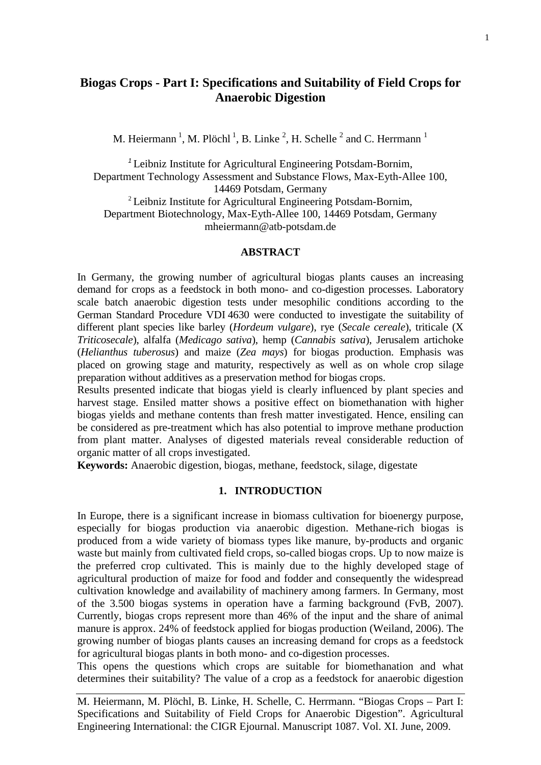# Biogas Crops - Part I: Specifications and Suitability of Field Crops for Anaerobic Digestion

M. Heiermann [1], M. Plöchl [1], B. Linke [2], H. Schelle [2] and C. Herrmann [1]

[1] Leibniz Institute for Agricultural Engineering Potsdam-Bornim, Department Technology Assessment and Substance Flows, Max-Eyth-Allee 100, 14469 Potsdam, Germany
[2] Leibniz Institute for Agricultural Engineering Potsdam-Bornim, Department Biotechnology, Max-Eyth-Allee 100, 14469 Potsdam, Germany
mheiermann@atb-potsdam.de

## ABSTRACT

In Germany, the growing number of agricultural biogas plants causes an increasing demand for crops as a feedstock in both mono- and co-digestion processes. Laboratory scale batch anaerobic digestion tests under mesophilic conditions according to the German Standard Procedure VDI 4630 were conducted to investigate the suitability of different plant species like barley (*Hordeum vulgare*), rye (*Secale cereale*), triticale (X *Triticosecale*), alfalfa (*Medicago sativa*), hemp (*Cannabis sativa*), Jerusalem artichoke (*Helianthus tuberosus*) and maize (*Zea mays*) for biogas production. Emphasis was placed on growing stage and maturity, respectively as well as on whole crop silage preparation without additives as a preservation method for biogas crops.

Results presented indicate that biogas yield is clearly influenced by plant species and harvest stage. Ensiled matter shows a positive effect on biomethanation with higher biogas yields and methane contents than fresh matter investigated. Hence, ensiling can be considered as pre-treatment which has also potential to improve methane production from plant matter. Analyses of digested materials reveal considerable reduction of organic matter of all crops investigated.

**Keywords:** Anaerobic digestion, biogas, methane, feedstock, silage, digestate

## 1. INTRODUCTION

In Europe, there is a significant increase in biomass cultivation for bioenergy purpose, especially for biogas production via anaerobic digestion. Methane-rich biogas is produced from a wide variety of biomass types like manure, by-products and organic waste but mainly from cultivated field crops, so-called biogas crops. Up to now maize is the preferred crop cultivated. This is mainly due to the highly developed stage of agricultural production of maize for food and fodder and consequently the widespread cultivation knowledge and availability of machinery among farmers. In Germany, most of the 3.500 biogas systems in operation have a farming background (FvB, 2007). Currently, biogas crops represent more than 46% of the input and the share of animal manure is approx. 24% of feedstock applied for biogas production (Weiland, 2006). The growing number of biogas plants causes an increasing demand for crops as a feedstock for agricultural biogas plants in both mono- and co-digestion processes.

This opens the questions which crops are suitable for biomethanation and what determines their suitability? The value of a crop as a feedstock for anaerobic digestion

M. Heiermann, M. Plöchl, B. Linke, H. Schelle, C. Herrmann. "Biogas Crops – Part I: Specifications and Suitability of Field Crops for Anaerobic Digestion". Agricultural Engineering International: the CIGR Ejournal. Manuscript 1087. Vol. XI. June, 2009.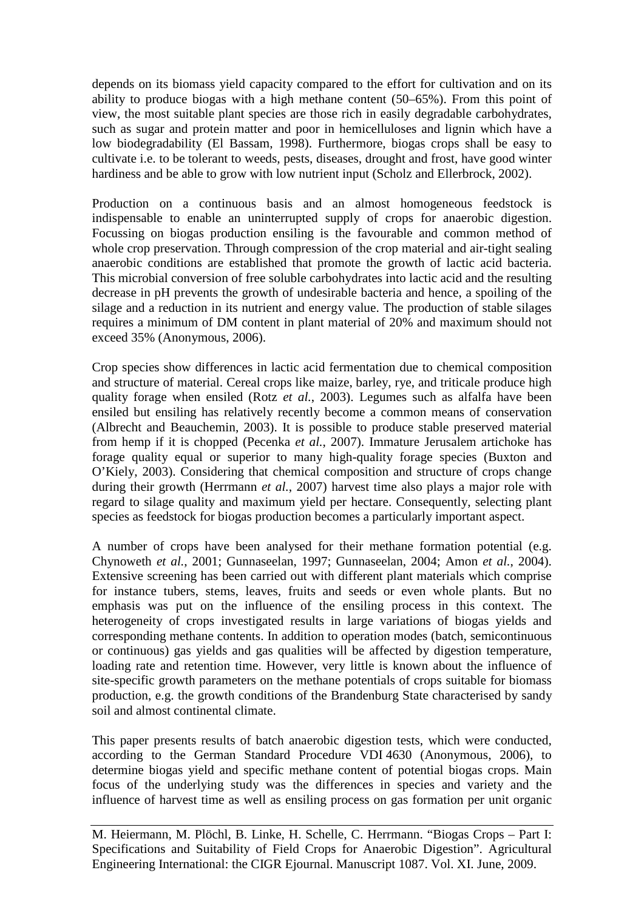depends on its biomass yield capacity compared to the effort for cultivation and on its ability to produce biogas with a high methane content (50–65%). From this point of view, the most suitable plant species are those rich in easily degradable carbohydrates, such as sugar and protein matter and poor in hemicelluloses and lignin which have a low biodegradability (El Bassam, 1998). Furthermore, biogas crops shall be easy to cultivate i.e. to be tolerant to weeds, pests, diseases, drought and frost, have good winter hardiness and be able to grow with low nutrient input (Scholz and Ellerbrock, 2002).

Production on a continuous basis and an almost homogeneous feedstock is indispensable to enable an uninterrupted supply of crops for anaerobic digestion. Focussing on biogas production ensiling is the favourable and common method of whole crop preservation. Through compression of the crop material and air-tight sealing anaerobic conditions are established that promote the growth of lactic acid bacteria. This microbial conversion of free soluble carbohydrates into lactic acid and the resulting decrease in pH prevents the growth of undesirable bacteria and hence, a spoiling of the silage and a reduction in its nutrient and energy value. The production of stable silages requires a minimum of DM content in plant material of 20% and maximum should not exceed 35% (Anonymous, 2006).

Crop species show differences in lactic acid fermentation due to chemical composition and structure of material. Cereal crops like maize, barley, rye, and triticale produce high quality forage when ensiled (Rotz *et al.*, 2003). Legumes such as alfalfa have been ensiled but ensiling has relatively recently become a common means of conservation (Albrecht and Beauchemin, 2003). It is possible to produce stable preserved material from hemp if it is chopped (Pecenka *et al.*, 2007). Immature Jerusalem artichoke has forage quality equal or superior to many high-quality forage species (Buxton and O'Kiely, 2003). Considering that chemical composition and structure of crops change during their growth (Herrmann *et al.*, 2007) harvest time also plays a major role with regard to silage quality and maximum yield per hectare. Consequently, selecting plant species as feedstock for biogas production becomes a particularly important aspect.

A number of crops have been analysed for their methane formation potential (e.g. Chynoweth *et al.*, 2001; Gunnaseelan, 1997; Gunnaseelan, 2004; Amon *et al.*, 2004). Extensive screening has been carried out with different plant materials which comprise for instance tubers, stems, leaves, fruits and seeds or even whole plants. But no emphasis was put on the influence of the ensiling process in this context. The heterogeneity of crops investigated results in large variations of biogas yields and corresponding methane contents. In addition to operation modes (batch, semicontinuous or continuous) gas yields and gas qualities will be affected by digestion temperature, loading rate and retention time. However, very little is known about the influence of site-specific growth parameters on the methane potentials of crops suitable for biomass production, e.g. the growth conditions of the Brandenburg State characterised by sandy soil and almost continental climate.

This paper presents results of batch anaerobic digestion tests, which were conducted, according to the German Standard Procedure VDI 4630 (Anonymous, 2006), to determine biogas yield and specific methane content of potential biogas crops. Main focus of the underlying study was the differences in species and variety and the influence of harvest time as well as ensiling process on gas formation per unit organic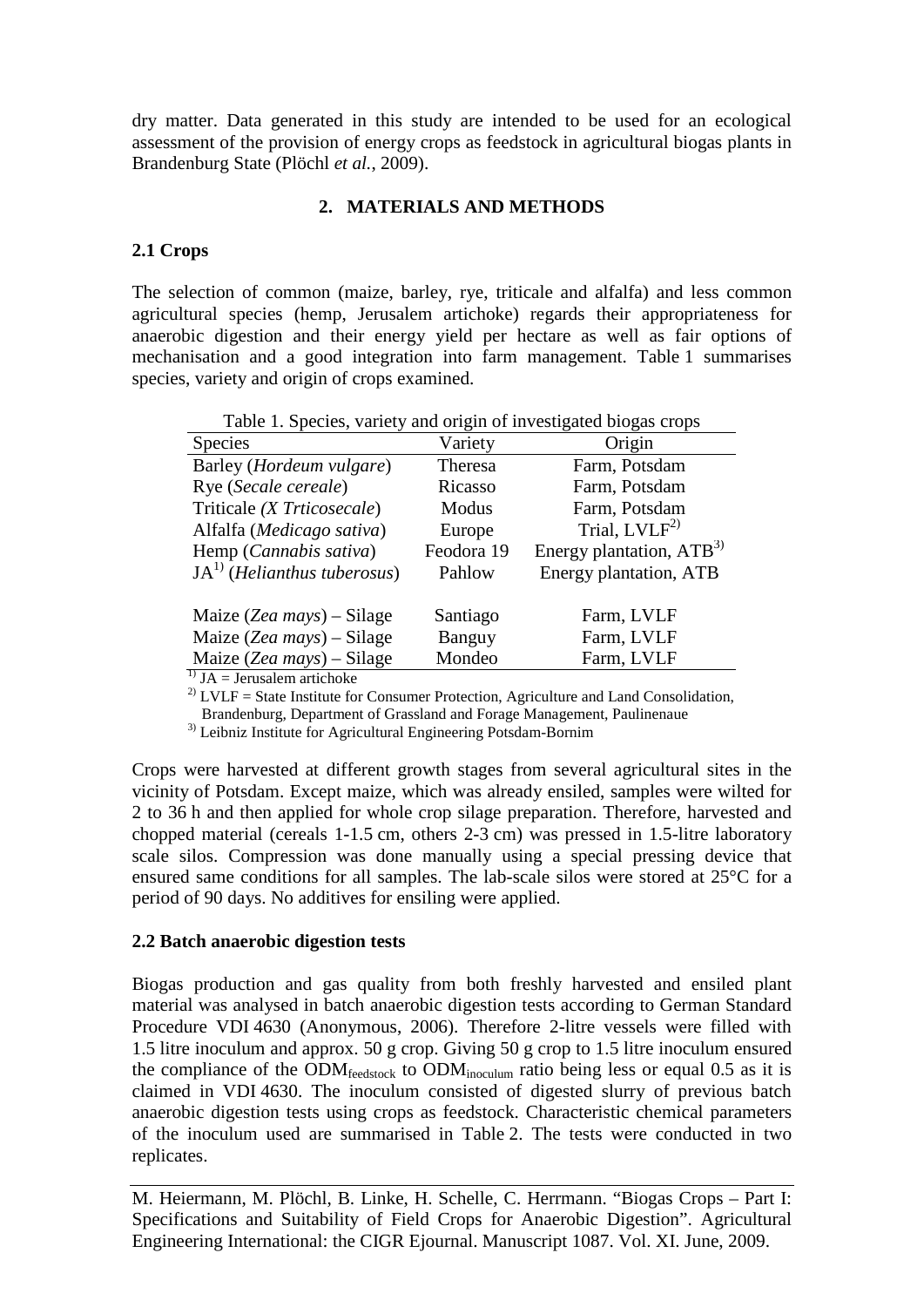dry matter. Data generated in this study are intended to be used for an ecological assessment of the provision of energy crops as feedstock in agricultural biogas plants in Brandenburg State (Plöchl *et al.*, 2009).

## 2. MATERIALS AND METHODS

### 2.1 Crops

The selection of common (maize, barley, rye, triticale and alfalfa) and less common agricultural species (hemp, Jerusalem artichoke) regards their appropriateness for anaerobic digestion and their energy yield per hectare as well as fair options of mechanisation and a good integration into farm management. Table 1 summarises species, variety and origin of crops examined.

Table 1. Species, variety and origin of investigated biogas crops

| Species | Variety | Origin |
|---|---|---|
| Barley (*Hordeum vulgare*) | Theresa | Farm, Potsdam |
| Rye (*Secale cereale*) | Ricasso | Farm, Potsdam |
| Triticale (*X Trticosecale*) | Modus | Farm, Potsdam |
| Alfalfa (*Medicago sativa*) | Europe | Trial, LVLF[2)] |
| Hemp (*Cannabis sativa*) | Feodora 19 | Energy plantation, ATB[3)] |
| JA[1)] (*Helianthus tuberosus*) | Pahlow | Energy plantation, ATB |
| Maize (*Zea mays*) – Silage | Santiago | Farm, LVLF |
| Maize (*Zea mays*) – Silage | Banguy | Farm, LVLF |
| Maize (*Zea mays*) – Silage | Mondeo | Farm, LVLF |

[1)] JA = Jerusalem artichoke
[2)] LVLF = State Institute for Consumer Protection, Agriculture and Land Consolidation, Brandenburg, Department of Grassland and Forage Management, Paulinenaue
[3)] Leibniz Institute for Agricultural Engineering Potsdam-Bornim

Crops were harvested at different growth stages from several agricultural sites in the vicinity of Potsdam. Except maize, which was already ensiled, samples were wilted for 2 to 36 h and then applied for whole crop silage preparation. Therefore, harvested and chopped material (cereals 1-1.5 cm, others 2-3 cm) was pressed in 1.5-litre laboratory scale silos. Compression was done manually using a special pressing device that ensured same conditions for all samples. The lab-scale silos were stored at 25°C for a period of 90 days. No additives for ensiling were applied.

### 2.2 Batch anaerobic digestion tests

Biogas production and gas quality from both freshly harvested and ensiled plant material was analysed in batch anaerobic digestion tests according to German Standard Procedure VDI 4630 (Anonymous, 2006). Therefore 2-litre vessels were filled with 1.5 litre inoculum and approx. 50 g crop. Giving 50 g crop to 1.5 litre inoculum ensured the compliance of the $ODM_{feedstock}$ to $ODM_{inoculum}$ ratio being less or equal 0.5 as it is claimed in VDI 4630. The inoculum consisted of digested slurry of previous batch anaerobic digestion tests using crops as feedstock. Characteristic chemical parameters of the inoculum used are summarised in Table 2. The tests were conducted in two replicates.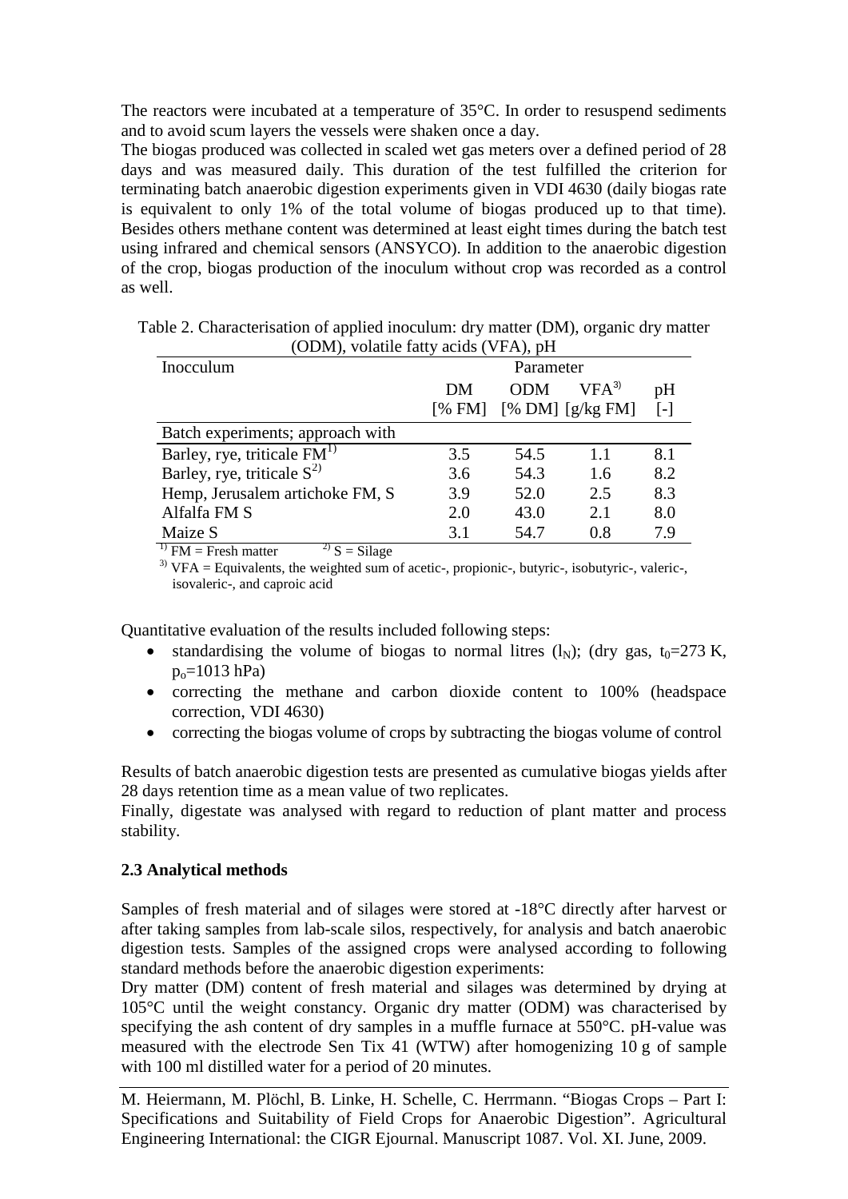The reactors were incubated at a temperature of 35°C. In order to resuspend sediments and to avoid scum layers the vessels were shaken once a day.

The biogas produced was collected in scaled wet gas meters over a defined period of 28 days and was measured daily. This duration of the test fulfilled the criterion for terminating batch anaerobic digestion experiments given in VDI 4630 (daily biogas rate is equivalent to only 1% of the total volume of biogas produced up to that time). Besides others methane content was determined at least eight times during the batch test using infrared and chemical sensors (ANSYCO). In addition to the anaerobic digestion of the crop, biogas production of the inoculum without crop was recorded as a control as well.

Table 2. Characterisation of applied inoculum: dry matter (DM), organic dry matter (ODM), volatile fatty acids (VFA), pH

| Inocculum | Parameter | | | |
|---|---|---|---|---|
| | DM [% FM] | ODM [% DM] | VFA[3) ] [g/kg FM] | pH [-] |
| Batch experiments; approach with | | | | |
| Barley, rye, triticale FM[1)] | 3.5 | 54.5 | 1.1 | 8.1 |
| Barley, rye, triticale S[2)] | 3.6 | 54.3 | 1.6 | 8.2 |
| Hemp, Jerusalem artichoke FM, S | 3.9 | 52.0 | 2.5 | 8.3 |
| Alfalfa FM S | 2.0 | 43.0 | 2.1 | 8.0 |
| Maize S | 3.1 | 54.7 | 0.8 | 7.9 |

[1)] FM = Fresh matter  [2)] S = Silage

[3)] VFA = Equivalents, the weighted sum of acetic-, propionic-, butyric-, isobutyric-, valeric-, isovaleric-, and caproic acid

Quantitative evaluation of the results included following steps:

- standardising the volume of biogas to normal litres ($l_N$); (dry gas, $t_0$=273 K, $p_o$=1013 hPa)
- correcting the methane and carbon dioxide content to 100% (headspace correction, VDI 4630)
- correcting the biogas volume of crops by subtracting the biogas volume of control

Results of batch anaerobic digestion tests are presented as cumulative biogas yields after 28 days retention time as a mean value of two replicates.

Finally, digestate was analysed with regard to reduction of plant matter and process stability.

### 2.3 Analytical methods

Samples of fresh material and of silages were stored at -18°C directly after harvest or after taking samples from lab-scale silos, respectively, for analysis and batch anaerobic digestion tests. Samples of the assigned crops were analysed according to following standard methods before the anaerobic digestion experiments:

Dry matter (DM) content of fresh material and silages was determined by drying at 105°C until the weight constancy. Organic dry matter (ODM) was characterised by specifying the ash content of dry samples in a muffle furnace at 550°C. pH-value was measured with the electrode Sen Tix 41 (WTW) after homogenizing 10 g of sample with 100 ml distilled water for a period of 20 minutes.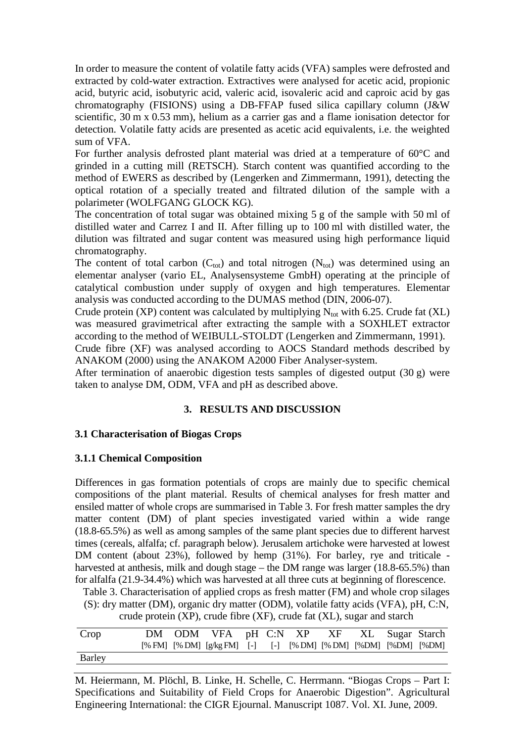In order to measure the content of volatile fatty acids (VFA) samples were defrosted and extracted by cold-water extraction. Extractives were analysed for acetic acid, propionic acid, butyric acid, isobutyric acid, valeric acid, isovaleric acid and caproic acid by gas chromatography (FISIONS) using a DB-FFAP fused silica capillary column (J&W scientific, 30 m x 0.53 mm), helium as a carrier gas and a flame ionisation detector for detection. Volatile fatty acids are presented as acetic acid equivalents, i.e. the weighted sum of VFA.

For further analysis defrosted plant material was dried at a temperature of 60°C and grinded in a cutting mill (RETSCH). Starch content was quantified according to the method of EWERS as described by (Lengerken and Zimmermann, 1991), detecting the optical rotation of a specially treated and filtrated dilution of the sample with a polarimeter (WOLFGANG GLOCK KG).

The concentration of total sugar was obtained mixing 5 g of the sample with 50 ml of distilled water and Carrez I and II. After filling up to 100 ml with distilled water, the dilution was filtrated and sugar content was measured using high performance liquid chromatography.

The content of total carbon ($C_{tot}$) and total nitrogen ($N_{tot}$) was determined using an elementar analyser (vario EL, Analysensysteme GmbH) operating at the principle of catalytical combustion under supply of oxygen and high temperatures. Elementar analysis was conducted according to the DUMAS method (DIN, 2006-07).

Crude protein (XP) content was calculated by multiplying $N_{tot}$ with 6.25. Crude fat (XL) was measured gravimetrical after extracting the sample with a SOXHLET extractor according to the method of WEIBULL-STOLDT (Lengerken and Zimmermann, 1991).

Crude fibre (XF) was analysed according to AOCS Standard methods described by ANAKOM (2000) using the ANAKOM A2000 Fiber Analyser-system.

After termination of anaerobic digestion tests samples of digested output (30 g) were taken to analyse DM, ODM, VFA and pH as described above.

## 3. RESULTS AND DISCUSSION

### 3.1 Characterisation of Biogas Crops

#### 3.1.1 Chemical Composition

Differences in gas formation potentials of crops are mainly due to specific chemical compositions of the plant material. Results of chemical analyses for fresh matter and ensiled matter of whole crops are summarised in Table 3. For fresh matter samples the dry matter content (DM) of plant species investigated varied within a wide range (18.8-65.5%) as well as among samples of the same plant species due to different harvest times (cereals, alfalfa; cf. paragraph below). Jerusalem artichoke were harvested at lowest DM content (about 23%), followed by hemp (31%). For barley, rye and triticale - harvested at anthesis, milk and dough stage – the DM range was larger (18.8-65.5%) than for alfalfa (21.9-34.4%) which was harvested at all three cuts at beginning of florescence.

Table 3. Characterisation of applied crops as fresh matter (FM) and whole crop silages (S): dry matter (DM), organic dry matter (ODM), volatile fatty acids (VFA), pH, C:N, crude protein (XP), crude fibre (XF), crude fat (XL), sugar and starch

| Crop | DM [% FM] | ODM [% DM] | VFA [g/kg FM] | pH [-] | C:N [-] | XP [% DM] | XF [% DM] | XL [%DM] | Sugar [%DM] | Starch [%DM] |
|---|---|---|---|---|---|---|---|---|---|---|
| Barley | | | | | | | | | | |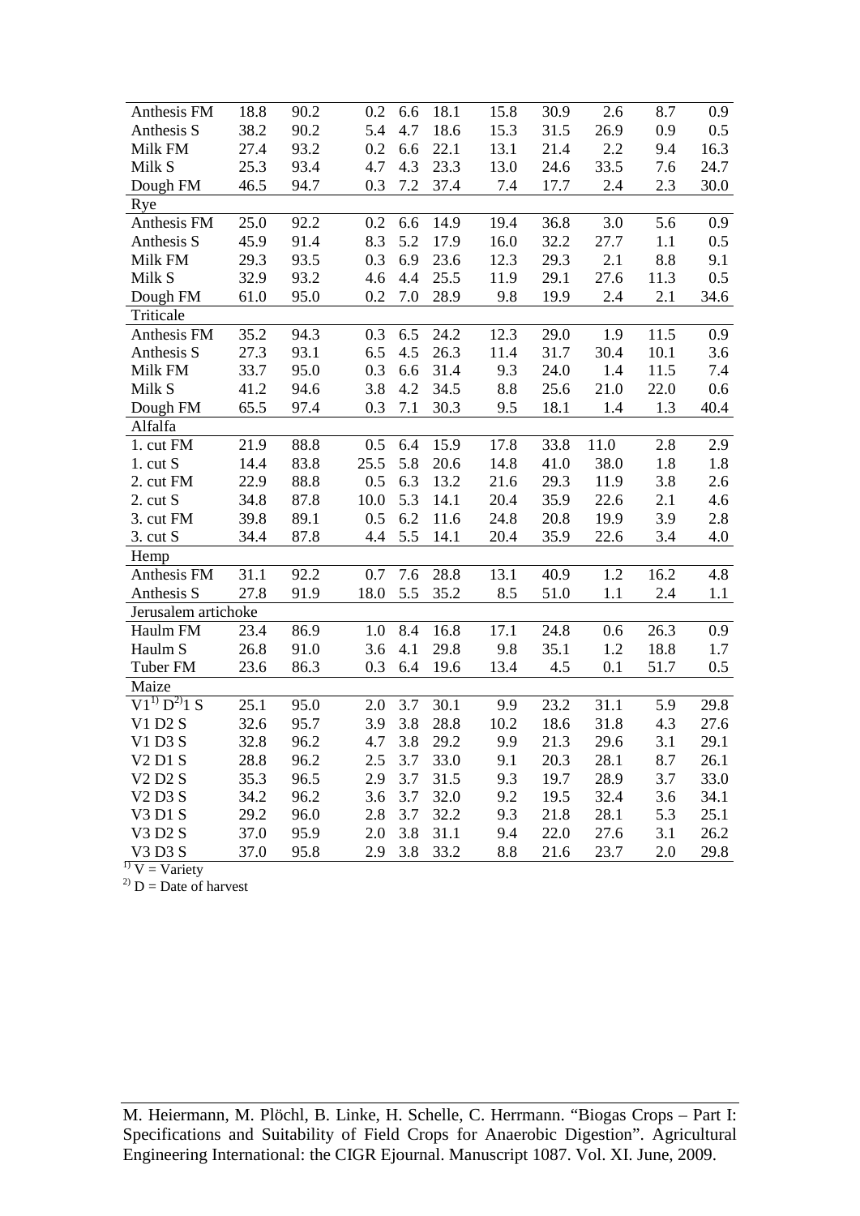| | | | | | | | | | | |
|---|---|---|---|---|---|---|---|---|---|---|
| Anthesis FM | 18.8 | 90.2 | 0.2 | 6.6 | 18.1 | 15.8 | 30.9 | 2.6 | 8.7 | 0.9 |
| Anthesis S | 38.2 | 90.2 | 5.4 | 4.7 | 18.6 | 15.3 | 31.5 | 26.9 | 0.9 | 0.5 |
| Milk FM | 27.4 | 93.2 | 0.2 | 6.6 | 22.1 | 13.1 | 21.4 | 2.2 | 9.4 | 16.3 |
| Milk S | 25.3 | 93.4 | 4.7 | 4.3 | 23.3 | 13.0 | 24.6 | 33.5 | 7.6 | 24.7 |
| Dough FM | 46.5 | 94.7 | 0.3 | 7.2 | 37.4 | 7.4 | 17.7 | 2.4 | 2.3 | 30.0 |
| Rye | | | | | | | | | | |
| Anthesis FM | 25.0 | 92.2 | 0.2 | 6.6 | 14.9 | 19.4 | 36.8 | 3.0 | 5.6 | 0.9 |
| Anthesis S | 45.9 | 91.4 | 8.3 | 5.2 | 17.9 | 16.0 | 32.2 | 27.7 | 1.1 | 0.5 |
| Milk FM | 29.3 | 93.5 | 0.3 | 6.9 | 23.6 | 12.3 | 29.3 | 2.1 | 8.8 | 9.1 |
| Milk S | 32.9 | 93.2 | 4.6 | 4.4 | 25.5 | 11.9 | 29.1 | 27.6 | 11.3 | 0.5 |
| Dough FM | 61.0 | 95.0 | 0.2 | 7.0 | 28.9 | 9.8 | 19.9 | 2.4 | 2.1 | 34.6 |
| Triticale | | | | | | | | | | |
| Anthesis FM | 35.2 | 94.3 | 0.3 | 6.5 | 24.2 | 12.3 | 29.0 | 1.9 | 11.5 | 0.9 |
| Anthesis S | 27.3 | 93.1 | 6.5 | 4.5 | 26.3 | 11.4 | 31.7 | 30.4 | 10.1 | 3.6 |
| Milk FM | 33.7 | 95.0 | 0.3 | 6.6 | 31.4 | 9.3 | 24.0 | 1.4 | 11.5 | 7.4 |
| Milk S | 41.2 | 94.6 | 3.8 | 4.2 | 34.5 | 8.8 | 25.6 | 21.0 | 22.0 | 0.6 |
| Dough FM | 65.5 | 97.4 | 0.3 | 7.1 | 30.3 | 9.5 | 18.1 | 1.4 | 1.3 | 40.4 |
| Alfalfa | | | | | | | | | | |
| 1. cut FM | 21.9 | 88.8 | 0.5 | 6.4 | 15.9 | 17.8 | 33.8 | 11.0 | 2.8 | 2.9 |
| 1. cut S | 14.4 | 83.8 | 25.5 | 5.8 | 20.6 | 14.8 | 41.0 | 38.0 | 1.8 | 1.8 |
| 2. cut FM | 22.9 | 88.8 | 0.5 | 6.3 | 13.2 | 21.6 | 29.3 | 11.9 | 3.8 | 2.6 |
| 2. cut S | 34.8 | 87.8 | 10.0 | 5.3 | 14.1 | 20.4 | 35.9 | 22.6 | 2.1 | 4.6 |
| 3. cut FM | 39.8 | 89.1 | 0.5 | 6.2 | 11.6 | 24.8 | 20.8 | 19.9 | 3.9 | 2.8 |
| 3. cut S | 34.4 | 87.8 | 4.4 | 5.5 | 14.1 | 20.4 | 35.9 | 22.6 | 3.4 | 4.0 |
| Hemp | | | | | | | | | | |
| Anthesis FM | 31.1 | 92.2 | 0.7 | 7.6 | 28.8 | 13.1 | 40.9 | 1.2 | 16.2 | 4.8 |
| Anthesis S | 27.8 | 91.9 | 18.0 | 5.5 | 35.2 | 8.5 | 51.0 | 1.1 | 2.4 | 1.1 |
| Jerusalem artichoke | | | | | | | | | | |
| Haulm FM | 23.4 | 86.9 | 1.0 | 8.4 | 16.8 | 17.1 | 24.8 | 0.6 | 26.3 | 0.9 |
| Haulm S | 26.8 | 91.0 | 3.6 | 4.1 | 29.8 | 9.8 | 35.1 | 1.2 | 18.8 | 1.7 |
| Tuber FM | 23.6 | 86.3 | 0.3 | 6.4 | 19.6 | 13.4 | 4.5 | 0.1 | 51.7 | 0.5 |
| Maize | | | | | | | | | | |
| V1[1] D[2]1 S | 25.1 | 95.0 | 2.0 | 3.7 | 30.1 | 9.9 | 23.2 | 31.1 | 5.9 | 29.8 |
| V1 D2 S | 32.6 | 95.7 | 3.9 | 3.8 | 28.8 | 10.2 | 18.6 | 31.8 | 4.3 | 27.6 |
| V1 D3 S | 32.8 | 96.2 | 4.7 | 3.8 | 29.2 | 9.9 | 21.3 | 29.6 | 3.1 | 29.1 |
| V2 D1 S | 28.8 | 96.2 | 2.5 | 3.7 | 33.0 | 9.1 | 20.3 | 28.1 | 8.7 | 26.1 |
| V2 D2 S | 35.3 | 96.5 | 2.9 | 3.7 | 31.5 | 9.3 | 19.7 | 28.9 | 3.7 | 33.0 |
| V2 D3 S | 34.2 | 96.2 | 3.6 | 3.7 | 32.0 | 9.2 | 19.5 | 32.4 | 3.6 | 34.1 |
| V3 D1 S | 29.2 | 96.0 | 2.8 | 3.7 | 32.2 | 9.3 | 21.8 | 28.1 | 5.3 | 25.1 |
| V3 D2 S | 37.0 | 95.9 | 2.0 | 3.8 | 31.1 | 9.4 | 22.0 | 27.6 | 3.1 | 26.2 |
| V3 D3 S | 37.0 | 95.8 | 2.9 | 3.8 | 33.2 | 8.8 | 21.6 | 23.7 | 2.0 | 29.8 |

[1] V = Variety

[2] D = Date of harvest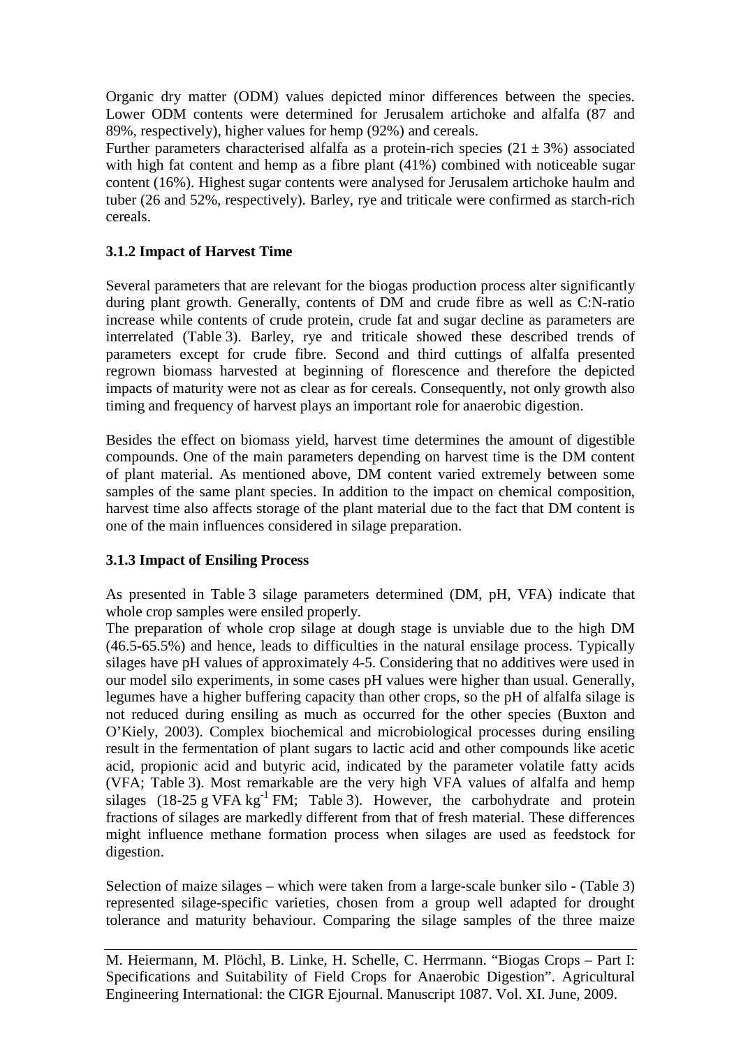Organic dry matter (ODM) values depicted minor differences between the species. Lower ODM contents were determined for Jerusalem artichoke and alfalfa (87 and 89%, respectively), higher values for hemp (92%) and cereals.

Further parameters characterised alfalfa as a protein-rich species ($21 \pm 3\%$) associated with high fat content and hemp as a fibre plant (41%) combined with noticeable sugar content (16%). Highest sugar contents were analysed for Jerusalem artichoke haulm and tuber (26 and 52%, respectively). Barley, rye and triticale were confirmed as starch-rich cereals.

### 3.1.2 Impact of Harvest Time

Several parameters that are relevant for the biogas production process alter significantly during plant growth. Generally, contents of DM and crude fibre as well as C:N-ratio increase while contents of crude protein, crude fat and sugar decline as parameters are interrelated (Table 3). Barley, rye and triticale showed these described trends of parameters except for crude fibre. Second and third cuttings of alfalfa presented regrown biomass harvested at beginning of florescence and therefore the depicted impacts of maturity were not as clear as for cereals. Consequently, not only growth also timing and frequency of harvest plays an important role for anaerobic digestion.

Besides the effect on biomass yield, harvest time determines the amount of digestible compounds. One of the main parameters depending on harvest time is the DM content of plant material. As mentioned above, DM content varied extremely between some samples of the same plant species. In addition to the impact on chemical composition, harvest time also affects storage of the plant material due to the fact that DM content is one of the main influences considered in silage preparation.

### 3.1.3 Impact of Ensiling Process

As presented in Table 3 silage parameters determined (DM, pH, VFA) indicate that whole crop samples were ensiled properly.

The preparation of whole crop silage at dough stage is unviable due to the high DM (46.5-65.5%) and hence, leads to difficulties in the natural ensilage process. Typically silages have pH values of approximately 4-5. Considering that no additives were used in our model silo experiments, in some cases pH values were higher than usual. Generally, legumes have a higher buffering capacity than other crops, so the pH of alfalfa silage is not reduced during ensiling as much as occurred for the other species (Buxton and O'Kiely, 2003). Complex biochemical and microbiological processes during ensiling result in the fermentation of plant sugars to lactic acid and other compounds like acetic acid, propionic acid and butyric acid, indicated by the parameter volatile fatty acids (VFA; Table 3). Most remarkable are the very high VFA values of alfalfa and hemp silages (18-25 g VFA $kg^{-1}$ FM; Table 3). However, the carbohydrate and protein fractions of silages are markedly different from that of fresh material. These differences might influence methane formation process when silages are used as feedstock for digestion.

Selection of maize silages – which were taken from a large-scale bunker silo - (Table 3) represented silage-specific varieties, chosen from a group well adapted for drought tolerance and maturity behaviour. Comparing the silage samples of the three maize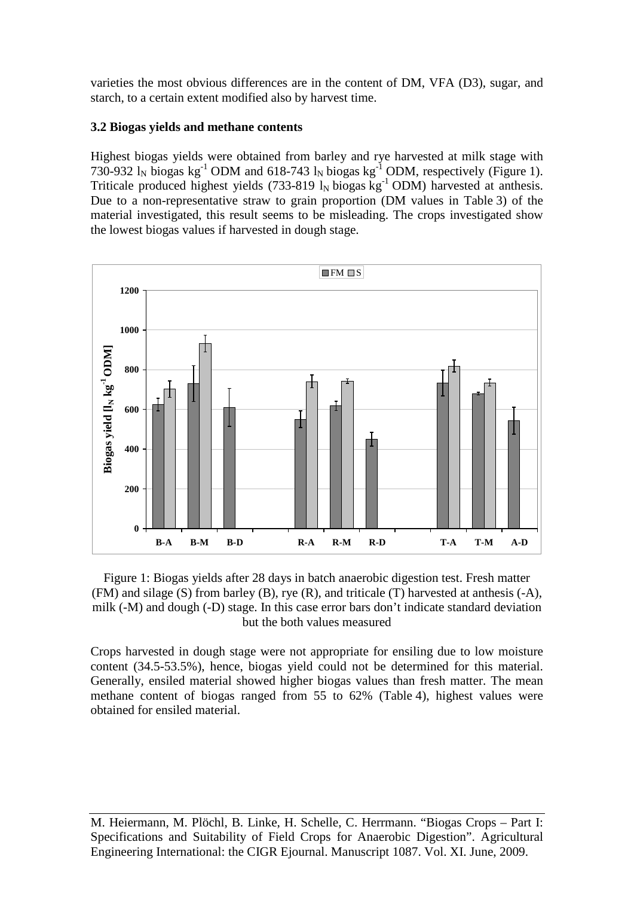varieties the most obvious differences are in the content of DM, VFA (D3), sugar, and starch, to a certain extent modified also by harvest time.

### 3.2 Biogas yields and methane contents

Highest biogas yields were obtained from barley and rye harvested at milk stage with 730-932 $l_N$ biogas $kg^{-1}$ ODM and 618-743 $l_N$ biogas $kg^{-1}$ ODM, respectively (Figure 1). Triticale produced highest yields (733-819 $l_N$ biogas $kg^{-1}$ ODM) harvested at anthesis. Due to a non-representative straw to grain proportion (DM values in Table 3) of the material investigated, this result seems to be misleading. The crops investigated show the lowest biogas values if harvested in dough stage.

Figure 1: Biogas yields after 28 days in batch anaerobic digestion test. Fresh matter (FM) and silage (S) from barley (B), rye (R), and triticale (T) harvested at anthesis (-A), milk (-M) and dough (-D) stage. In this case error bars don't indicate standard deviation but the both values measured

Crops harvested in dough stage were not appropriate for ensiling due to low moisture content (34.5-53.5%), hence, biogas yield could not be determined for this material. Generally, ensiled material showed higher biogas values than fresh matter. The mean methane content of biogas ranged from 55 to 62% (Table 4), highest values were obtained for ensiled material.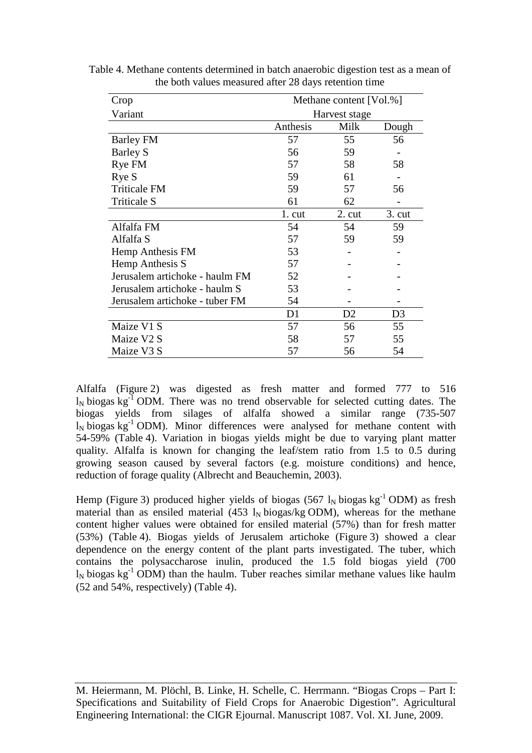Table 4. Methane contents determined in batch anaerobic digestion test as a mean of the both values measured after 28 days retention time

| Crop | Methane content [Vol.%] | | |
|---|---|---|---|
| Variant | Harvest stage | | |
| | Anthesis | Milk | Dough |
| Barley FM | 57 | 55 | 56 |
| Barley S | 56 | 59 | - |
| Rye FM | 57 | 58 | 58 |
| Rye S | 59 | 61 | - |
| Triticale FM | 59 | 57 | 56 |
| Triticale S | 61 | 62 | - |
| | 1. cut | 2. cut | 3. cut |
| Alfalfa FM | 54 | 54 | 59 |
| Alfalfa S | 57 | 59 | 59 |
| Hemp Anthesis FM | 53 | - | - |
| Hemp Anthesis S | 57 | - | - |
| Jerusalem artichoke - haulm FM | 52 | - | - |
| Jerusalem artichoke - haulm S | 53 | - | - |
| Jerusalem artichoke - tuber FM | 54 | - | - |
| | D1 | D2 | D3 |
| Maize V1 S | 57 | 56 | 55 |
| Maize V2 S | 58 | 57 | 55 |
| Maize V3 S | 57 | 56 | 54 |

Alfalfa (Figure 2) was digested as fresh matter and formed 777 to 516 $l_N$ biogas $kg^{-1}$ ODM. There was no trend observable for selected cutting dates. The biogas yields from silages of alfalfa showed a similar range (735-507 $l_N$ biogas $kg^{-1}$ ODM). Minor differences were analysed for methane content with 54-59% (Table 4). Variation in biogas yields might be due to varying plant matter quality. Alfalfa is known for changing the leaf/stem ratio from 1.5 to 0.5 during growing season caused by several factors (e.g. moisture conditions) and hence, reduction of forage quality (Albrecht and Beauchemin, 2003).

Hemp (Figure 3) produced higher yields of biogas (567 $l_N$ biogas $kg^{-1}$ ODM) as fresh material than as ensiled material (453 $l_N$ biogas/kg ODM), whereas for the methane content higher values were obtained for ensiled material (57%) than for fresh matter (53%) (Table 4). Biogas yields of Jerusalem artichoke (Figure 3) showed a clear dependence on the energy content of the plant parts investigated. The tuber, which contains the polysaccharose inulin, produced the 1.5 fold biogas yield (700 $l_N$ biogas $kg^{-1}$ ODM) than the haulm. Tuber reaches similar methane values like haulm (52 and 54%, respectively) (Table 4).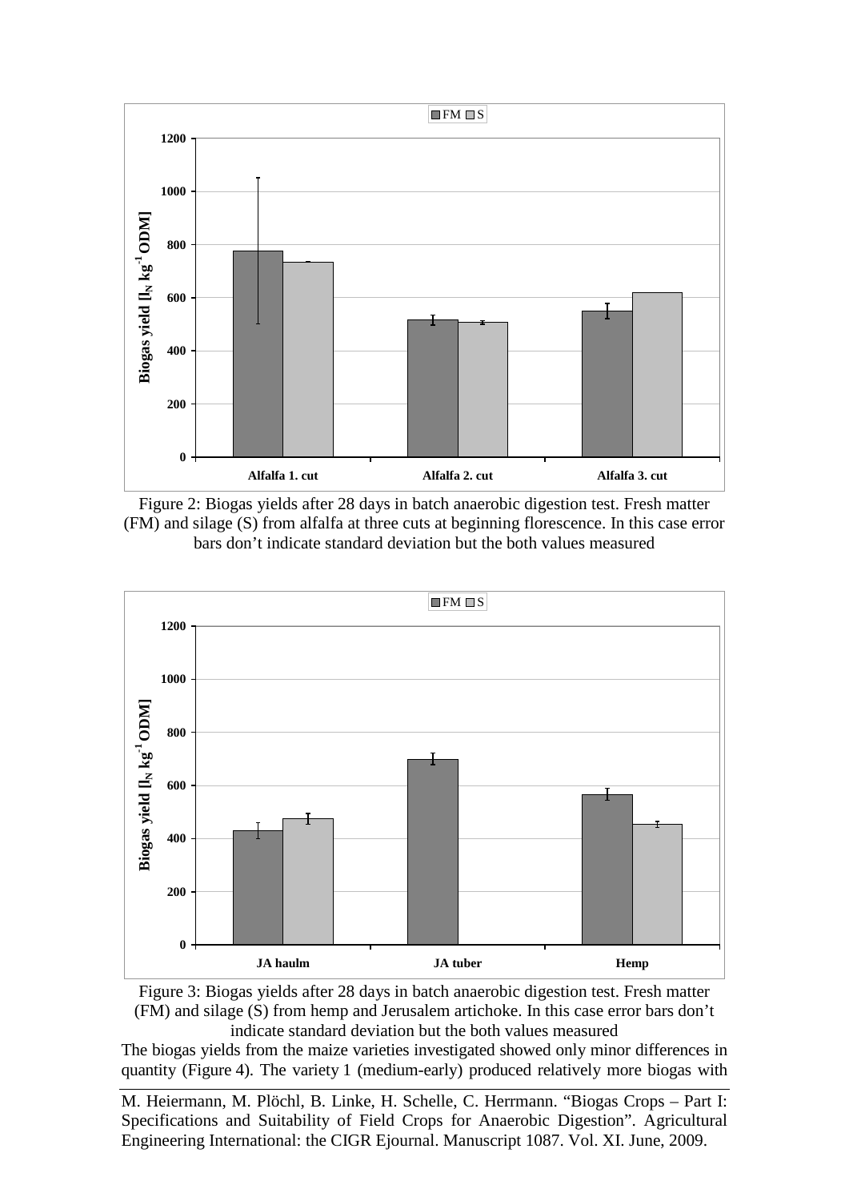Figure 2: Biogas yields after 28 days in batch anaerobic digestion test. Fresh matter (FM) and silage (S) from alfalfa at three cuts at beginning florescence. In this case error bars don't indicate standard deviation but the both values measured

Figure 3: Biogas yields after 28 days in batch anaerobic digestion test. Fresh matter (FM) and silage (S) from hemp and Jerusalem artichoke. In this case error bars don't indicate standard deviation but the both values measured

The biogas yields from the maize varieties investigated showed only minor differences in quantity (Figure 4). The variety 1 (medium-early) produced relatively more biogas with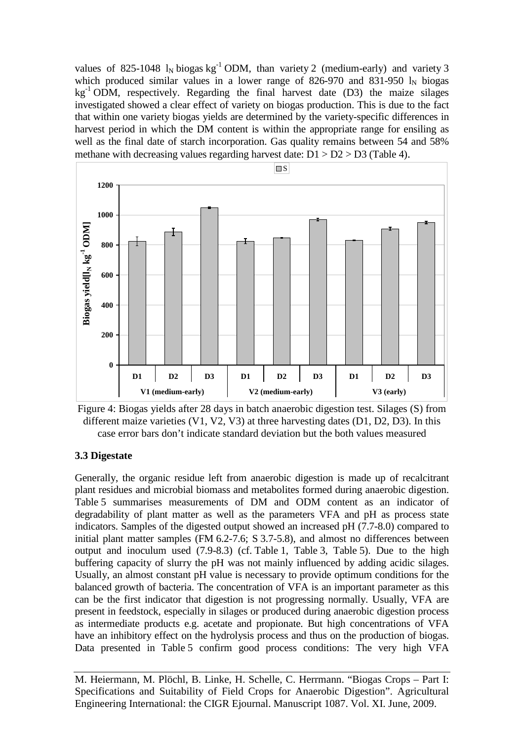values of 825-1048 $l_N$ biogas $kg^{-1}$ ODM, than variety 2 (medium-early) and variety 3 which produced similar values in a lower range of 826-970 and 831-950 $l_N$ biogas $kg^{-1}$ ODM, respectively. Regarding the final harvest date (D3) the maize silages investigated showed a clear effect of variety on biogas production. This is due to the fact that within one variety biogas yields are determined by the variety-specific differences in harvest period in which the DM content is within the appropriate range for ensiling as well as the final date of starch incorporation. Gas quality remains between 54 and 58% methane with decreasing values regarding harvest date: D1 > D2 > D3 (Table 4).

Figure 4: Biogas yields after 28 days in batch anaerobic digestion test. Silages (S) from different maize varieties (V1, V2, V3) at three harvesting dates (D1, D2, D3). In this case error bars don't indicate standard deviation but the both values measured

### 3.3 Digestate

Generally, the organic residue left from anaerobic digestion is made up of recalcitrant plant residues and microbial biomass and metabolites formed during anaerobic digestion. Table 5 summarises measurements of DM and ODM content as an indicator of degradability of plant matter as well as the parameters VFA and pH as process state indicators. Samples of the digested output showed an increased pH (7.7-8.0) compared to initial plant matter samples (FM 6.2-7.6; S 3.7-5.8), and almost no differences between output and inoculum used (7.9-8.3) (cf. Table 1, Table 3, Table 5). Due to the high buffering capacity of slurry the pH was not mainly influenced by adding acidic silages. Usually, an almost constant pH value is necessary to provide optimum conditions for the balanced growth of bacteria. The concentration of VFA is an important parameter as this can be the first indicator that digestion is not progressing normally. Usually, VFA are present in feedstock, especially in silages or produced during anaerobic digestion process as intermediate products e.g. acetate and propionate. But high concentrations of VFA have an inhibitory effect on the hydrolysis process and thus on the production of biogas. Data presented in Table 5 confirm good process conditions: The very high VFA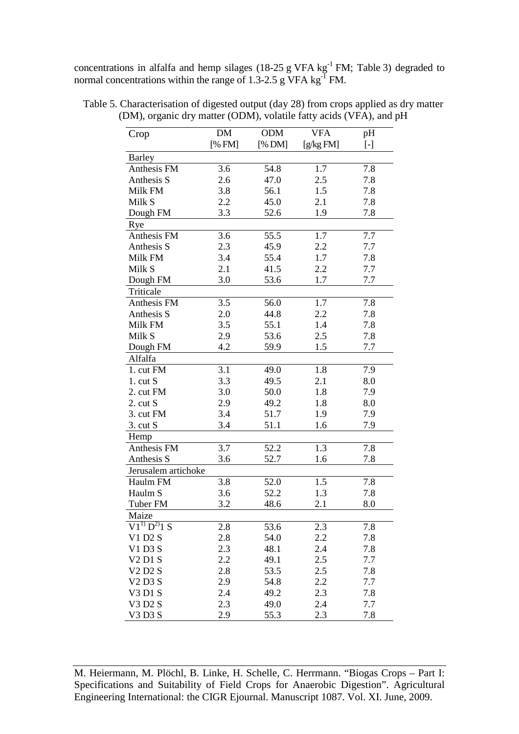concentrations in alfalfa and hemp silages (18-25 g VFA $kg^{-1}$ FM; Table 3) degraded to normal concentrations within the range of 1.3-2.5 g VFA $kg^{-1}$ FM.

Table 5. Characterisation of digested output (day 28) from crops applied as dry matter (DM), organic dry matter (ODM), volatile fatty acids (VFA), and pH

| Crop | DM [% FM] | ODM [% DM] | VFA [g/kg FM] | pH [-] |
|---|---|---|---|---|
| Barley | | | | |
| Anthesis FM | 3.6 | 54.8 | 1.7 | 7.8 |
| Anthesis S | 2.6 | 47.0 | 2.5 | 7.8 |
| Milk FM | 3.8 | 56.1 | 1.5 | 7.8 |
| Milk S | 2.2 | 45.0 | 2.1 | 7.8 |
| Dough FM | 3.3 | 52.6 | 1.9 | 7.8 |
| Rye | | | | |
| Anthesis FM | 3.6 | 55.5 | 1.7 | 7.7 |
| Anthesis S | 2.3 | 45.9 | 2.2 | 7.7 |
| Milk FM | 3.4 | 55.4 | 1.7 | 7.8 |
| Milk S | 2.1 | 41.5 | 2.2 | 7.7 |
| Dough FM | 3.0 | 53.6 | 1.7 | 7.7 |
| Triticale | | | | |
| Anthesis FM | 3.5 | 56.0 | 1.7 | 7.8 |
| Anthesis S | 2.0 | 44.8 | 2.2 | 7.8 |
| Milk FM | 3.5 | 55.1 | 1.4 | 7.8 |
| Milk S | 2.9 | 53.6 | 2.5 | 7.8 |
| Dough FM | 4.2 | 59.9 | 1.5 | 7.7 |
| Alfalfa | | | | |
| 1. cut FM | 3.1 | 49.0 | 1.8 | 7.9 |
| 1. cut S | 3.3 | 49.5 | 2.1 | 8.0 |
| 2. cut FM | 3.0 | 50.0 | 1.8 | 7.9 |
| 2. cut S | 2.9 | 49.2 | 1.8 | 8.0 |
| 3. cut FM | 3.4 | 51.7 | 1.9 | 7.9 |
| 3. cut S | 3.4 | 51.1 | 1.6 | 7.9 |
| Hemp | | | | |
| Anthesis FM | 3.7 | 52.2 | 1.3 | 7.8 |
| Anthesis S | 3.6 | 52.7 | 1.6 | 7.8 |
| Jerusalem artichoke | | | | |
| Haulm FM | 3.8 | 52.0 | 1.5 | 7.8 |
| Haulm S | 3.6 | 52.2 | 1.3 | 7.8 |
| Tuber FM | 3.2 | 48.6 | 2.1 | 8.0 |
| Maize | | | | |
| V1[1)] D[2)]1 S | 2.8 | 53.6 | 2.3 | 7.8 |
| V1 D2 S | 2.8 | 54.0 | 2.2 | 7.8 |
| V1 D3 S | 2.3 | 48.1 | 2.4 | 7.8 |
| V2 D1 S | 2.2 | 49.1 | 2.5 | 7.7 |
| V2 D2 S | 2.8 | 53.5 | 2.5 | 7.8 |
| V2 D3 S | 2.9 | 54.8 | 2.2 | 7.7 |
| V3 D1 S | 2.4 | 49.2 | 2.3 | 7.8 |
| V3 D2 S | 2.3 | 49.0 | 2.4 | 7.7 |
| V3 D3 S | 2.9 | 55.3 | 2.3 | 7.8 |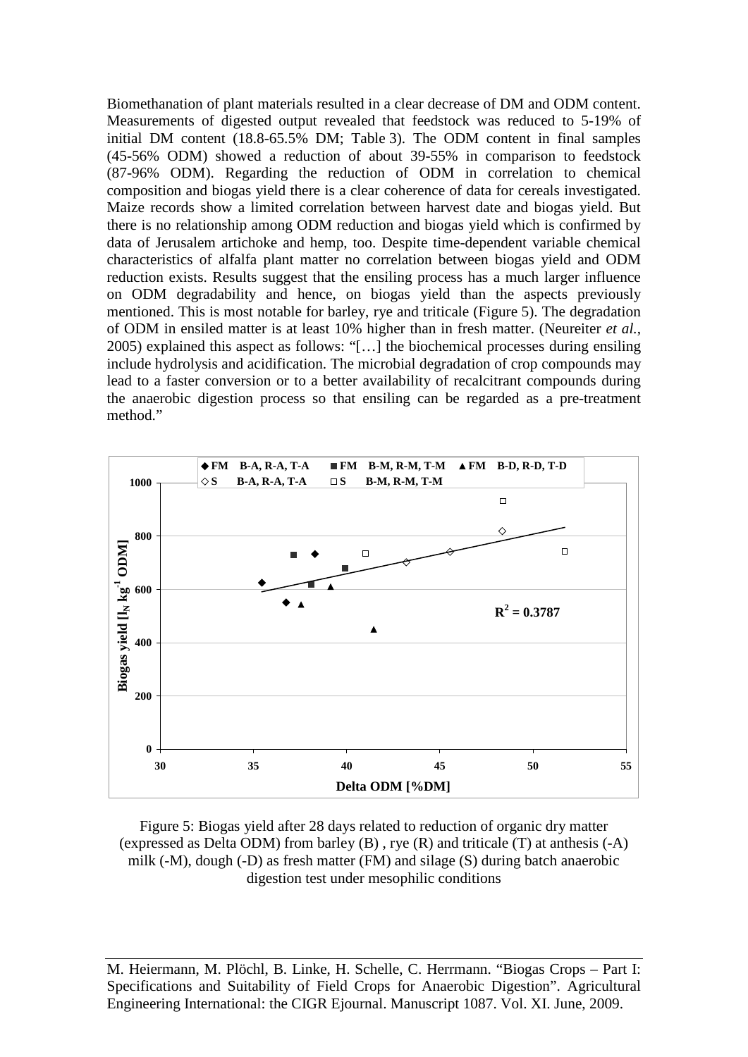Biomethanation of plant materials resulted in a clear decrease of DM and ODM content. Measurements of digested output revealed that feedstock was reduced to 5-19% of initial DM content (18.8-65.5% DM; Table 3). The ODM content in final samples (45-56% ODM) showed a reduction of about 39-55% in comparison to feedstock (87-96% ODM). Regarding the reduction of ODM in correlation to chemical composition and biogas yield there is a clear coherence of data for cereals investigated. Maize records show a limited correlation between harvest date and biogas yield. But there is no relationship among ODM reduction and biogas yield which is confirmed by data of Jerusalem artichoke and hemp, too. Despite time-dependent variable chemical characteristics of alfalfa plant matter no correlation between biogas yield and ODM reduction exists. Results suggest that the ensiling process has a much larger influence on ODM degradability and hence, on biogas yield than the aspects previously mentioned. This is most notable for barley, rye and triticale (Figure 5). The degradation of ODM in ensiled matter is at least 10% higher than in fresh matter. (Neureiter *et al.*, 2005) explained this aspect as follows: "[…] the biochemical processes during ensiling include hydrolysis and acidification. The microbial degradation of crop compounds may lead to a faster conversion or to a better availability of recalcitrant compounds during the anaerobic digestion process so that ensiling can be regarded as a pre-treatment method."

Figure 5: Biogas yield after 28 days related to reduction of organic dry matter (expressed as Delta ODM) from barley (B) , rye (R) and triticale (T) at anthesis (-A) milk (-M), dough (-D) as fresh matter (FM) and silage (S) during batch anaerobic digestion test under mesophilic conditions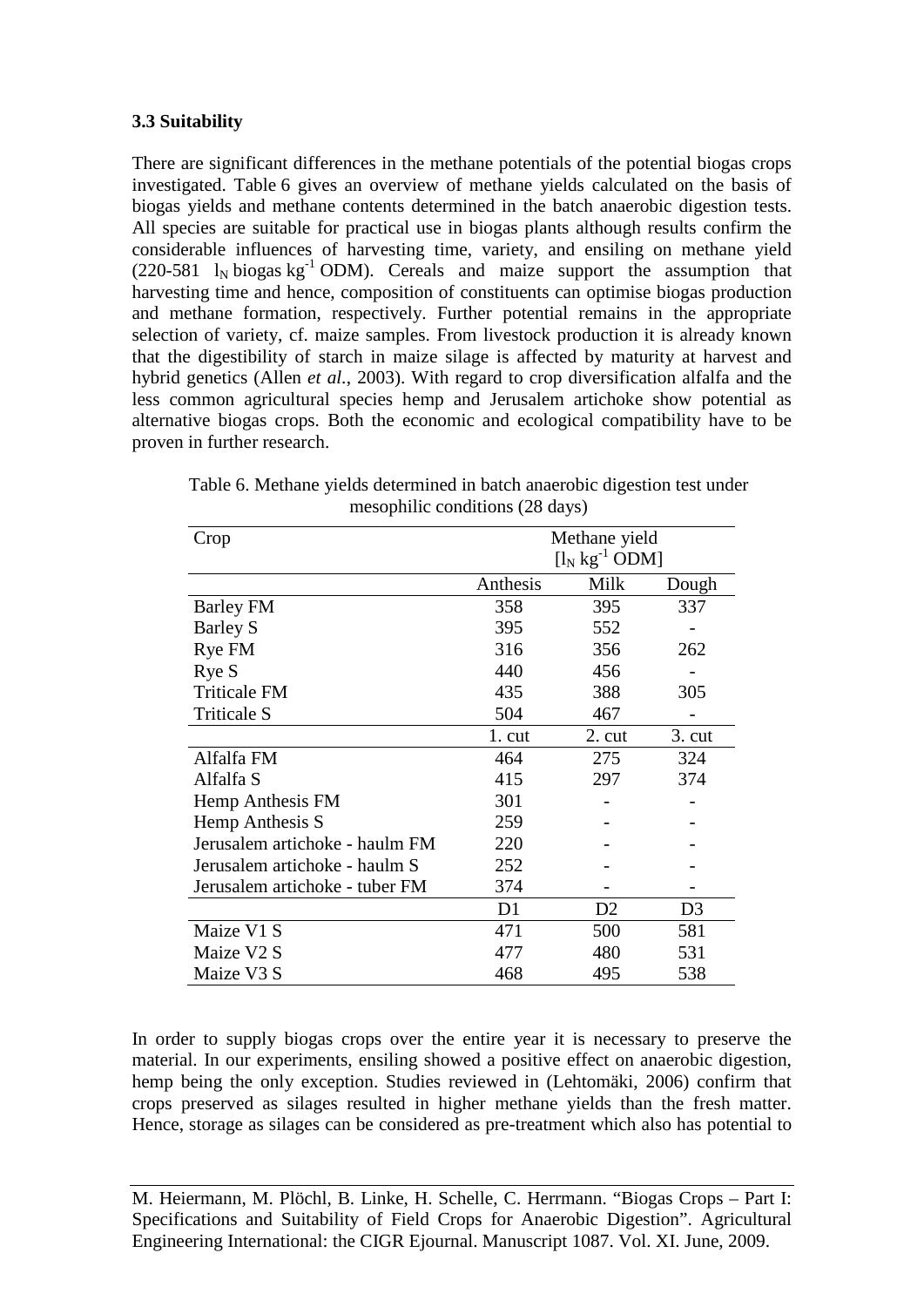### 3.3 Suitability

There are significant differences in the methane potentials of the potential biogas crops investigated. Table 6 gives an overview of methane yields calculated on the basis of biogas yields and methane contents determined in the batch anaerobic digestion tests. All species are suitable for practical use in biogas plants although results confirm the considerable influences of harvesting time, variety, and ensiling on methane yield (220-581 $l_N$ biogas $kg^{-1}$ ODM). Cereals and maize support the assumption that harvesting time and hence, composition of constituents can optimise biogas production and methane formation, respectively. Further potential remains in the appropriate selection of variety, cf. maize samples. From livestock production it is already known that the digestibility of starch in maize silage is affected by maturity at harvest and hybrid genetics (Allen *et al*., 2003). With regard to crop diversification alfalfa and the less common agricultural species hemp and Jerusalem artichoke show potential as alternative biogas crops. Both the economic and ecological compatibility have to be proven in further research.

Table 6. Methane yields determined in batch anaerobic digestion test under mesophilic conditions (28 days)

| Crop | Methane yield [$l_N$ $kg^{-1}$ ODM] | | |
|---|---|---|---|
| | Anthesis | Milk | Dough |
| Barley FM | 358 | 395 | 337 |
| Barley S | 395 | 552 | - |
| Rye FM | 316 | 356 | 262 |
| Rye S | 440 | 456 | - |
| Triticale FM | 435 | 388 | 305 |
| Triticale S | 504 | 467 | - |
| | 1. cut | 2. cut | 3. cut |
| Alfalfa FM | 464 | 275 | 324 |
| Alfalfa S | 415 | 297 | 374 |
| Hemp Anthesis FM | 301 | - | - |
| Hemp Anthesis S | 259 | - | - |
| Jerusalem artichoke - haulm FM | 220 | - | - |
| Jerusalem artichoke - haulm S | 252 | - | - |
| Jerusalem artichoke - tuber FM | 374 | - | - |
| | D1 | D2 | D3 |
| Maize V1 S | 471 | 500 | 581 |
| Maize V2 S | 477 | 480 | 531 |
| Maize V3 S | 468 | 495 | 538 |

In order to supply biogas crops over the entire year it is necessary to preserve the material. In our experiments, ensiling showed a positive effect on anaerobic digestion, hemp being the only exception. Studies reviewed in (Lehtomäki, 2006) confirm that crops preserved as silages resulted in higher methane yields than the fresh matter. Hence, storage as silages can be considered as pre-treatment which also has potential to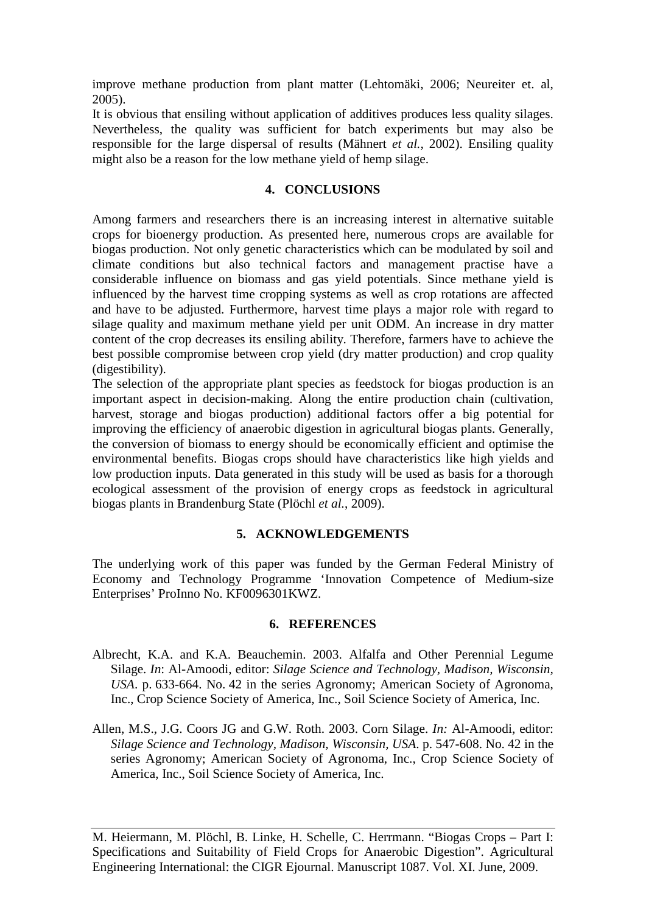improve methane production from plant matter (Lehtomäki, 2006; Neureiter et. al, 2005).

It is obvious that ensiling without application of additives produces less quality silages. Nevertheless, the quality was sufficient for batch experiments but may also be responsible for the large dispersal of results (Mähnert *et al.*, 2002). Ensiling quality might also be a reason for the low methane yield of hemp silage.

## 4. CONCLUSIONS

Among farmers and researchers there is an increasing interest in alternative suitable crops for bioenergy production. As presented here, numerous crops are available for biogas production. Not only genetic characteristics which can be modulated by soil and climate conditions but also technical factors and management practise have a considerable influence on biomass and gas yield potentials. Since methane yield is influenced by the harvest time cropping systems as well as crop rotations are affected and have to be adjusted. Furthermore, harvest time plays a major role with regard to silage quality and maximum methane yield per unit ODM. An increase in dry matter content of the crop decreases its ensiling ability. Therefore, farmers have to achieve the best possible compromise between crop yield (dry matter production) and crop quality (digestibility).

The selection of the appropriate plant species as feedstock for biogas production is an important aspect in decision-making. Along the entire production chain (cultivation, harvest, storage and biogas production) additional factors offer a big potential for improving the efficiency of anaerobic digestion in agricultural biogas plants. Generally, the conversion of biomass to energy should be economically efficient and optimise the environmental benefits. Biogas crops should have characteristics like high yields and low production inputs. Data generated in this study will be used as basis for a thorough ecological assessment of the provision of energy crops as feedstock in agricultural biogas plants in Brandenburg State (Plöchl *et al.*, 2009).

## 5. ACKNOWLEDGEMENTS

The underlying work of this paper was funded by the German Federal Ministry of Economy and Technology Programme 'Innovation Competence of Medium-size Enterprises' ProInno No. KF0096301KWZ.

## 6. REFERENCES

Albrecht, K.A. and K.A. Beauchemin. 2003. Alfalfa and Other Perennial Legume Silage. *In*: Al-Amoodi, editor: *Silage Science and Technology, Madison, Wisconsin, USA*. p. 633-664. No. 42 in the series Agronomy; American Society of Agronoma, Inc., Crop Science Society of America, Inc., Soil Science Society of America, Inc.

Allen, M.S., J.G. Coors JG and G.W. Roth. 2003. Corn Silage. *In:* Al-Amoodi, editor: *Silage Science and Technology, Madison, Wisconsin, USA*. p. 547-608. No. 42 in the series Agronomy; American Society of Agronoma, Inc., Crop Science Society of America, Inc., Soil Science Society of America, Inc.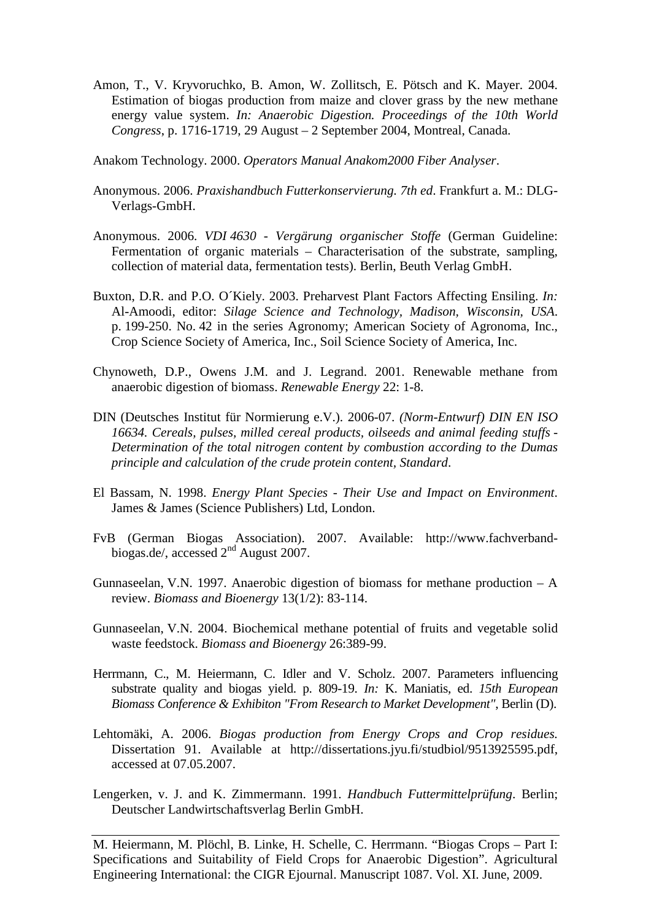Amon, T., V. Kryvoruchko, B. Amon, W. Zollitsch, E. Pötsch and K. Mayer. 2004. Estimation of biogas production from maize and clover grass by the new methane energy value system. *In: Anaerobic Digestion. Proceedings of the 10th World Congress*, p. 1716-1719, 29 August – 2 September 2004, Montreal, Canada.

Anakom Technology. 2000. *Operators Manual Anakom2000 Fiber Analyser*.

Anonymous. 2006. *Praxishandbuch Futterkonservierung. 7th ed*. Frankfurt a. M.: DLG-Verlags-GmbH.

Anonymous. 2006. *VDI 4630 - Vergärung organischer Stoffe* (German Guideline: Fermentation of organic materials – Characterisation of the substrate, sampling, collection of material data, fermentation tests). Berlin, Beuth Verlag GmbH.

Buxton, D.R. and P.O. O´Kiely. 2003. Preharvest Plant Factors Affecting Ensiling. *In:* Al-Amoodi, editor: *Silage Science and Technology, Madison, Wisconsin, USA*. p. 199-250. No. 42 in the series Agronomy; American Society of Agronoma, Inc., Crop Science Society of America, Inc., Soil Science Society of America, Inc.

Chynoweth, D.P., Owens J.M. and J. Legrand. 2001. Renewable methane from anaerobic digestion of biomass. *Renewable Energy* 22: 1-8.

DIN (Deutsches Institut für Normierung e.V.). 2006-07. *(Norm-Entwurf) DIN EN ISO 16634. Cereals, pulses, milled cereal products, oilseeds and animal feeding stuffs - Determination of the total nitrogen content by combustion according to the Dumas principle and calculation of the crude protein content, Standard*.

El Bassam, N. 1998. *Energy Plant Species - Their Use and Impact on Environment*. James & James (Science Publishers) Ltd, London.

FvB (German Biogas Association). 2007. Available: http://www.fachverband-biogas.de/, accessed 2nd August 2007.

Gunnaseelan, V.N. 1997. Anaerobic digestion of biomass for methane production – A review. *Biomass and Bioenergy* 13(1/2): 83-114.

Gunnaseelan, V.N. 2004. Biochemical methane potential of fruits and vegetable solid waste feedstock. *Biomass and Bioenergy* 26:389-99.

Herrmann, C., M. Heiermann, C. Idler and V. Scholz. 2007. Parameters influencing substrate quality and biogas yield. p. 809-19. *In:* K. Maniatis, ed. *15th European Biomass Conference & Exhibiton "From Research to Market Development"*, Berlin (D).

Lehtomäki, A. 2006. *Biogas production from Energy Crops and Crop residues.* Dissertation 91. Available at http://dissertations.jyu.fi/studbiol/9513925595.pdf, accessed at 07.05.2007.

Lengerken, v. J. and K. Zimmermann. 1991. *Handbuch Futtermittelprüfung*. Berlin; Deutscher Landwirtschaftsverlag Berlin GmbH.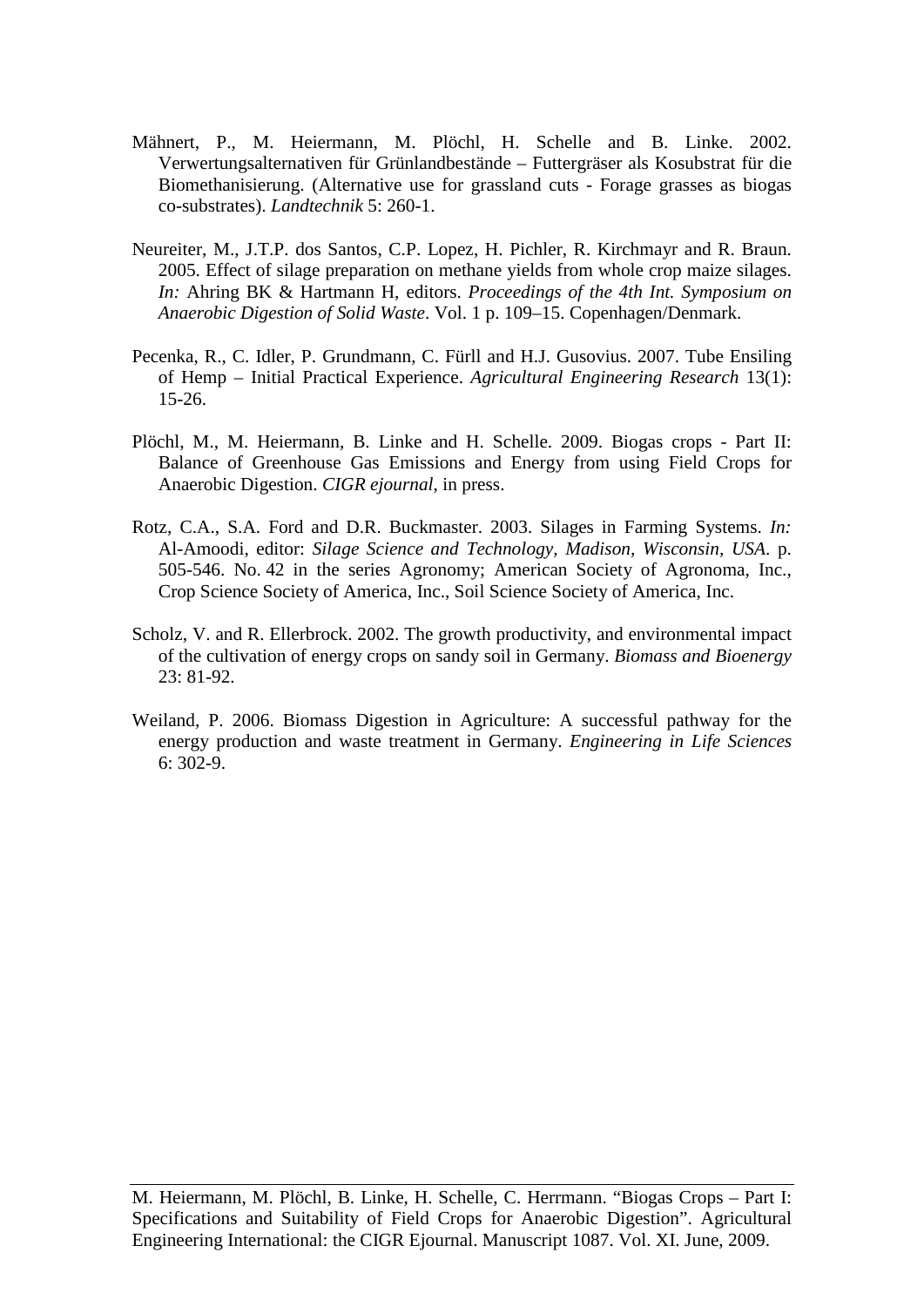Mähnert, P., M. Heiermann, M. Plöchl, H. Schelle and B. Linke. 2002. Verwertungsalternativen für Grünlandbestände – Futtergräser als Kosubstrat für die Biomethanisierung. (Alternative use for grassland cuts - Forage grasses as biogas co-substrates). *Landtechnik* 5: 260-1.

Neureiter, M., J.T.P. dos Santos, C.P. Lopez, H. Pichler, R. Kirchmayr and R. Braun. 2005. Effect of silage preparation on methane yields from whole crop maize silages. *In:* Ahring BK & Hartmann H, editors. *Proceedings of the 4th Int. Symposium on Anaerobic Digestion of Solid Waste*. Vol. 1 p. 109–15. Copenhagen/Denmark.

Pecenka, R., C. Idler, P. Grundmann, C. Fürll and H.J. Gusovius. 2007. Tube Ensiling of Hemp – Initial Practical Experience. *Agricultural Engineering Research* 13(1): 15-26.

Plöchl, M., M. Heiermann, B. Linke and H. Schelle. 2009. Biogas crops - Part II: Balance of Greenhouse Gas Emissions and Energy from using Field Crops for Anaerobic Digestion. *CIGR ejournal*, in press.

Rotz, C.A., S.A. Ford and D.R. Buckmaster. 2003. Silages in Farming Systems. *In:* Al-Amoodi, editor: *Silage Science and Technology, Madison, Wisconsin, USA*. p. 505-546. No. 42 in the series Agronomy; American Society of Agronoma, Inc., Crop Science Society of America, Inc., Soil Science Society of America, Inc.

Scholz, V. and R. Ellerbrock. 2002. The growth productivity, and environmental impact of the cultivation of energy crops on sandy soil in Germany. *Biomass and Bioenergy* 23: 81-92.

Weiland, P. 2006. Biomass Digestion in Agriculture: A successful pathway for the energy production and waste treatment in Germany. *Engineering in Life Sciences* 6: 302-9.